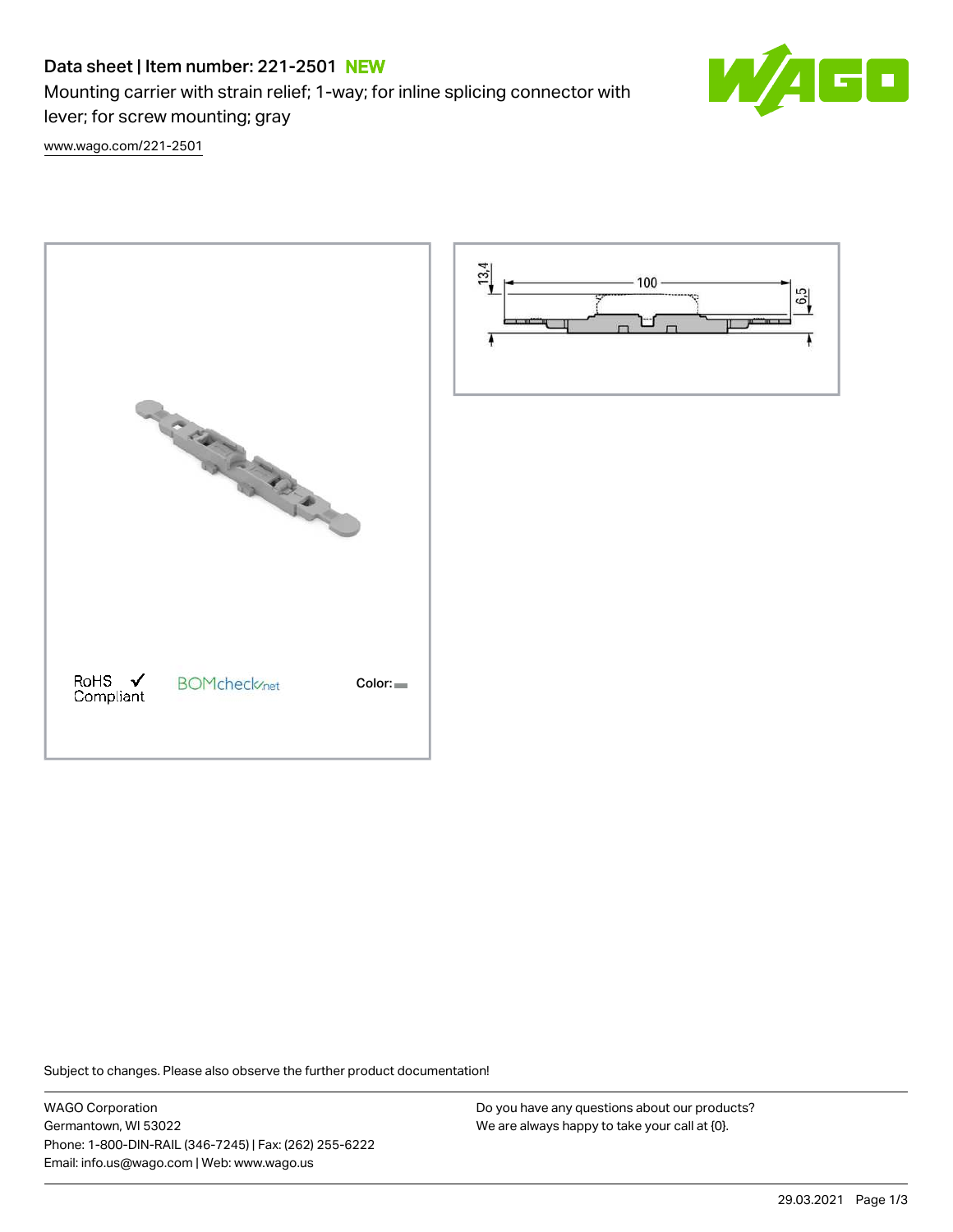# Data sheet | Item number: 221-2501 NEW

Mounting carrier with strain relief; 1-way; for inline splicing connector with lever; for screw mounting; gray

www.wago.com/221-2501

RoHS ✓ Compliant

BOMcheck.net

Color:

Subject to changes. Please also observe the further product documentation!

WAGO Corporation
Germantown, WI 53022
Phone: 1-800-DIN-RAIL (346-7245) | Fax: (262) 255-6222
Email: info.us@wago.com | Web: www.wago.us

Do you have any questions about our products?
We are always happy to take your call at {0}.

29.03.2021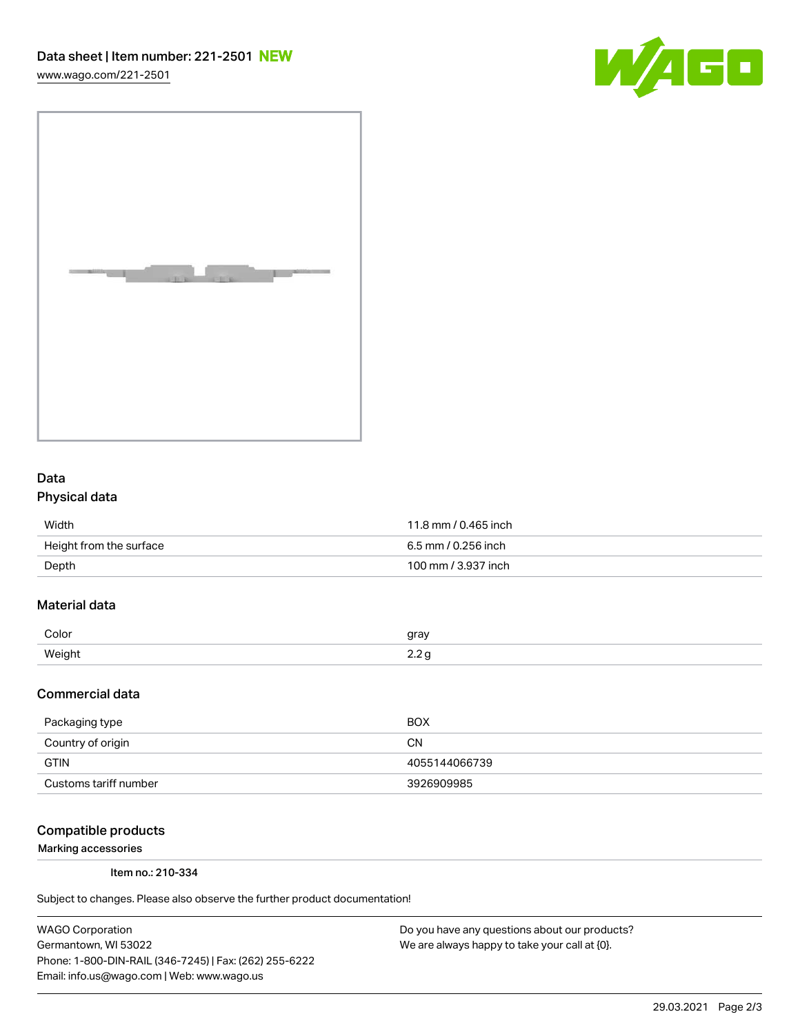Data sheet | Item number: 221-2501 **NEW**

www.wago.com/221-2501

## Data

### Physical data

| | |
|---|---|
| Width | 11.8 mm / 0.465 inch |
| Height from the surface | 6.5 mm / 0.256 inch |
| Depth | 100 mm / 3.937 inch |

### Material data

| | |
|---|---|
| Color | gray |
| Weight | 2.2 g |

### Commercial data

| | |
|---|---|
| Packaging type | BOX |
| Country of origin | CN |
| GTIN | 4055144066739 |
| Customs tariff number | 3926909985 |

### Compatible products

Marking accessories

Item no.: 210-334

Subject to changes. Please also observe the further product documentation!

WAGO Corporation
Germantown, WI 53022
Phone: 1-800-DIN-RAIL (346-7245) | Fax: (262) 255-6222
Email: info.us@wago.com | Web: www.wago.us

Do you have any questions about our products?
We are always happy to take your call at {0}.

29.03.2021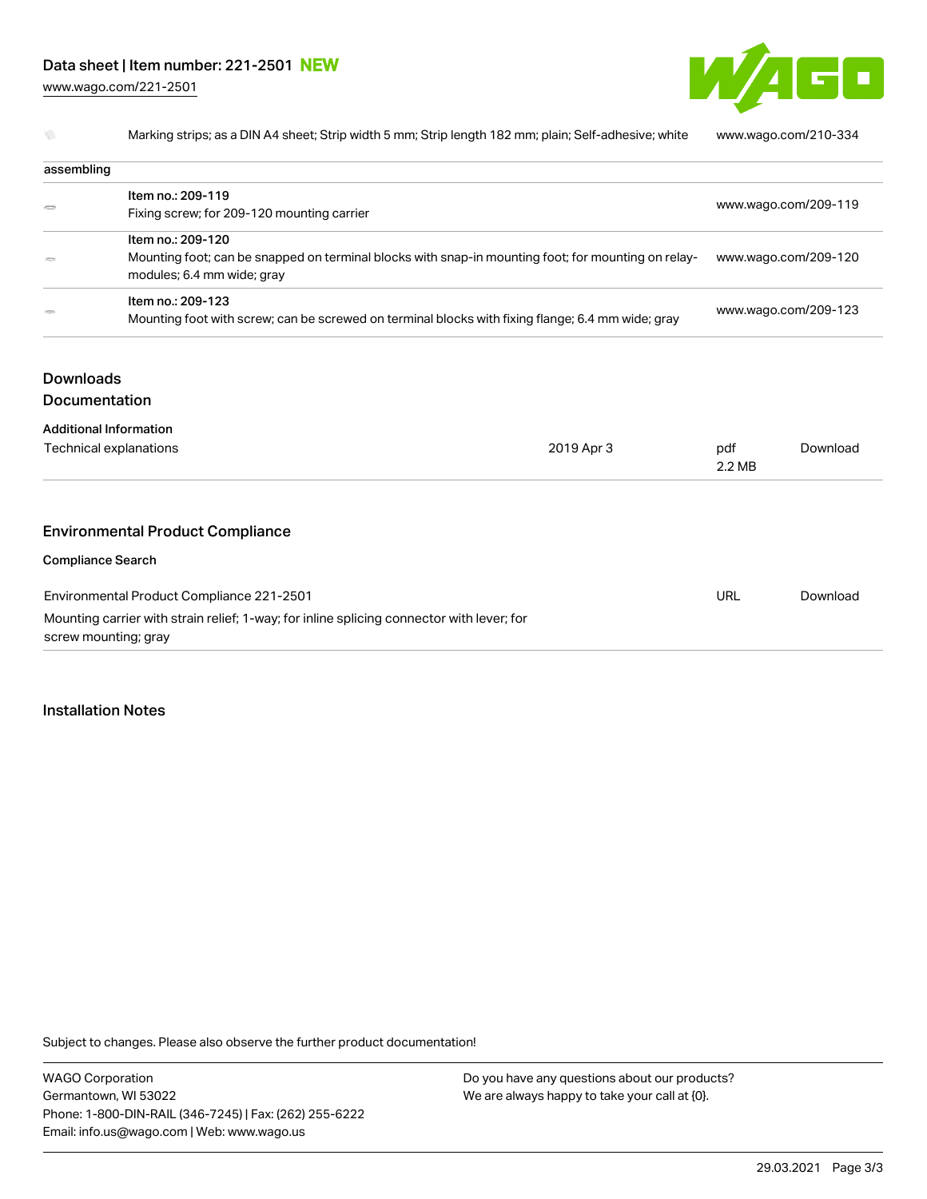| | | |
|---|---|---|
| | Marking strips; as a DIN A4 sheet; Strip width 5 mm; Strip length 182 mm; plain; Self-adhesive; white | www.wago.com/210-334 |

**assembling**

| | | |
|---|---|---|
| | Item no.: 209-119<br>Fixing screw; for 209-120 mounting carrier | www.wago.com/209-119 |
| | Item no.: 209-120<br>Mounting foot; can be snapped on terminal blocks with snap-in mounting foot; for mounting on relay-modules; 6.4 mm wide; gray | www.wago.com/209-120 |
| | Item no.: 209-123<br>Mounting foot with screw; can be screwed on terminal blocks with fixing flange; 6.4 mm wide; gray | www.wago.com/209-123 |

## Downloads

## Documentation

### Additional Information

| | | | |
|---|---|---|---|
| Technical explanations | 2019 Apr 3 | pdf<br>2.2 MB | Download |

## Environmental Product Compliance

### Compliance Search

| | | |
|---|---|---|
| Environmental Product Compliance 221-2501<br>Mounting carrier with strain relief; 1-way; for inline splicing connector with lever; for screw mounting; gray | URL | Download |

## Installation Notes

Subject to changes. Please also observe the further product documentation!

WAGO Corporation
Germantown, WI 53022
Phone: 1-800-DIN-RAIL (346-7245) | Fax: (262) 255-6222
Email: info.us@wago.com | Web: www.wago.us

Do you have any questions about our products?
We are always happy to take your call at {0}.